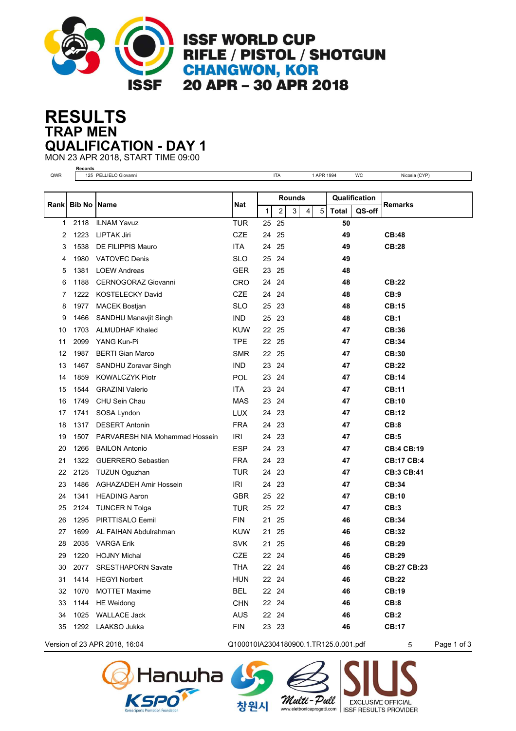# ISSF WORLD CUP
## RIFLE / PISTOL / SHOTGUN
## CHANGWON, KOR
## 20 APR – 30 APR 2018

# RESULTS
## TRAP MEN
## QUALIFICATION - DAY 1

MON 23 APR 2018, START TIME 09:00

| Records | | | | | |
|---|---|---|---|---|---|
| QWR | 125 PELLIELO Giovanni | ITA | 1 APR 1994 | WC | Nicosia (CYP) |

| Rank | Bib No | Name | Nat | Rounds | | | | | Qualification | | Remarks |
|---|---|---|---|---|---|---|---|---|---|---|---|
| | | | | 1 | 2 | 3 | 4 | 5 | Total | QS-off | |
| 1 | 2118 | ILNAM Yavuz | TUR | 25 | 25 | | | | **50** | | |
| 2 | 1223 | LIPTAK Jiri | CZE | 24 | 25 | | | | **49** | | **CB:48** |
| 3 | 1538 | DE FILIPPIS Mauro | ITA | 24 | 25 | | | | **49** | | **CB:28** |
| 4 | 1980 | VATOVEC Denis | SLO | 25 | 24 | | | | **49** | | |
| 5 | 1381 | LOEW Andreas | GER | 23 | 25 | | | | **48** | | |
| 6 | 1188 | CERNOGORAZ Giovanni | CRO | 24 | 24 | | | | **48** | | **CB:22** |
| 7 | 1222 | KOSTELECKY David | CZE | 24 | 24 | | | | **48** | | **CB:9** |
| 8 | 1977 | MACEK Bostjan | SLO | 25 | 23 | | | | **48** | | **CB:15** |
| 9 | 1466 | SANDHU Manavjit Singh | IND | 25 | 23 | | | | **48** | | **CB:1** |
| 10 | 1703 | ALMUDHAF Khaled | KUW | 22 | 25 | | | | **47** | | **CB:36** |
| 11 | 2099 | YANG Kun-Pi | TPE | 22 | 25 | | | | **47** | | **CB:34** |
| 12 | 1987 | BERTI Gian Marco | SMR | 22 | 25 | | | | **47** | | **CB:30** |
| 13 | 1467 | SANDHU Zoravar Singh | IND | 23 | 24 | | | | **47** | | **CB:22** |
| 14 | 1859 | KOWALCZYK Piotr | POL | 23 | 24 | | | | **47** | | **CB:14** |
| 15 | 1544 | GRAZINI Valerio | ITA | 23 | 24 | | | | **47** | | **CB:11** |
| 16 | 1749 | CHU Sein Chau | MAS | 23 | 24 | | | | **47** | | **CB:10** |
| 17 | 1741 | SOSA Lyndon | LUX | 24 | 23 | | | | **47** | | **CB:12** |
| 18 | 1317 | DESERT Antonin | FRA | 24 | 23 | | | | **47** | | **CB:8** |
| 19 | 1507 | PARVARESH NIA Mohammad Hossein | IRI | 24 | 23 | | | | **47** | | **CB:5** |
| 20 | 1266 | BAILON Antonio | ESP | 24 | 23 | | | | **47** | | **CB:4 CB:19** |
| 21 | 1322 | GUERRERO Sebastien | FRA | 24 | 23 | | | | **47** | | **CB:17 CB:4** |
| 22 | 2125 | TUZUN Oguzhan | TUR | 24 | 23 | | | | **47** | | **CB:3 CB:41** |
| 23 | 1486 | AGHAZADEH Amir Hossein | IRI | 24 | 23 | | | | **47** | | **CB:34** |
| 24 | 1341 | HEADING Aaron | GBR | 25 | 22 | | | | **47** | | **CB:10** |
| 25 | 2124 | TUNCER N Tolga | TUR | 25 | 22 | | | | **47** | | **CB:3** |
| 26 | 1295 | PIRTTISALO Eemil | FIN | 21 | 25 | | | | **46** | | **CB:34** |
| 27 | 1699 | AL FAIHAN Abdulrahman | KUW | 21 | 25 | | | | **46** | | **CB:32** |
| 28 | 2035 | VARGA Erik | SVK | 21 | 25 | | | | **46** | | **CB:29** |
| 29 | 1220 | HOJNY Michal | CZE | 22 | 24 | | | | **46** | | **CB:29** |
| 30 | 2077 | SRESTHAPORN Savate | THA | 22 | 24 | | | | **46** | | **CB:27 CB:23** |
| 31 | 1414 | HEGYI Norbert | HUN | 22 | 24 | | | | **46** | | **CB:22** |
| 32 | 1070 | MOTTET Maxime | BEL | 22 | 24 | | | | **46** | | **CB:19** |
| 33 | 1144 | HE Weidong | CHN | 22 | 24 | | | | **46** | | **CB:8** |
| 34 | 1025 | WALLACE Jack | AUS | 22 | 24 | | | | **46** | | **CB:2** |
| 35 | 1292 | LAAKSO Jukka | FIN | 23 | 23 | | | | **46** | | **CB:17** |

Version of 23 APR 2018, 16:04 Q100010IA2304180900.1.TR125.0.001.pdf 5

Hanwha KSPO Korea Sports Promotion Foundation 창원시 Multi-Pull www.elettronicaprogetti.com SIUS EXCLUSIVE OFFICIAL ISSF RESULTS PROVIDER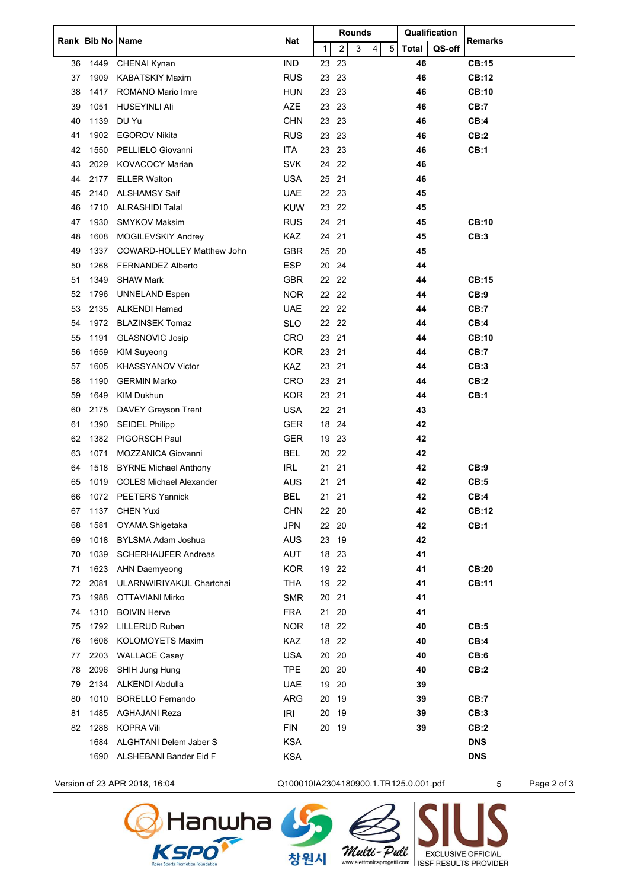| Rank | Bib No | Name | Nat | Rounds | | | | | Qualification | | Remarks |
|---|---|---|---|---|---|---|---|---|---|---|---|
| | | | | 1 | 2 | 3 | 4 | 5 | Total | QS-off | |
| 36 | 1449 | CHENAI Kynan | IND | 23 | 23 | | | | 46 | | CB:15 |
| 37 | 1909 | KABATSKIY Maxim | RUS | 23 | 23 | | | | 46 | | CB:12 |
| 38 | 1417 | ROMANO Mario Imre | HUN | 23 | 23 | | | | 46 | | CB:10 |
| 39 | 1051 | HUSEYINLI Ali | AZE | 23 | 23 | | | | 46 | | CB:7 |
| 40 | 1139 | DU Yu | CHN | 23 | 23 | | | | 46 | | CB:4 |
| 41 | 1902 | EGOROV Nikita | RUS | 23 | 23 | | | | 46 | | CB:2 |
| 42 | 1550 | PELLIELO Giovanni | ITA | 23 | 23 | | | | 46 | | CB:1 |
| 43 | 2029 | KOVACOCY Marian | SVK | 24 | 22 | | | | 46 | | |
| 44 | 2177 | ELLER Walton | USA | 25 | 21 | | | | 46 | | |
| 45 | 2140 | ALSHAMSY Saif | UAE | 22 | 23 | | | | 45 | | |
| 46 | 1710 | ALRASHIDI Talal | KUW | 23 | 22 | | | | 45 | | |
| 47 | 1930 | SMYKOV Maksim | RUS | 24 | 21 | | | | 45 | | CB:10 |
| 48 | 1608 | MOGILEVSKIY Andrey | KAZ | 24 | 21 | | | | 45 | | CB:3 |
| 49 | 1337 | COWARD-HOLLEY Matthew John | GBR | 25 | 20 | | | | 45 | | |
| 50 | 1268 | FERNANDEZ Alberto | ESP | 20 | 24 | | | | 44 | | |
| 51 | 1349 | SHAW Mark | GBR | 22 | 22 | | | | 44 | | CB:15 |
| 52 | 1796 | UNNELAND Espen | NOR | 22 | 22 | | | | 44 | | CB:9 |
| 53 | 2135 | ALKENDI Hamad | UAE | 22 | 22 | | | | 44 | | CB:7 |
| 54 | 1972 | BLAZINSEK Tomaz | SLO | 22 | 22 | | | | 44 | | CB:4 |
| 55 | 1191 | GLASNOVIC Josip | CRO | 23 | 21 | | | | 44 | | CB:10 |
| 56 | 1659 | KIM Suyeong | KOR | 23 | 21 | | | | 44 | | CB:7 |
| 57 | 1605 | KHASSYANOV Victor | KAZ | 23 | 21 | | | | 44 | | CB:3 |
| 58 | 1190 | GERMIN Marko | CRO | 23 | 21 | | | | 44 | | CB:2 |
| 59 | 1649 | KIM Dukhun | KOR | 23 | 21 | | | | 44 | | CB:1 |
| 60 | 2175 | DAVEY Grayson Trent | USA | 22 | 21 | | | | 43 | | |
| 61 | 1390 | SEIDEL Philipp | GER | 18 | 24 | | | | 42 | | |
| 62 | 1382 | PIGORSCH Paul | GER | 19 | 23 | | | | 42 | | |
| 63 | 1071 | MOZZANICA Giovanni | BEL | 20 | 22 | | | | 42 | | |
| 64 | 1518 | BYRNE Michael Anthony | IRL | 21 | 21 | | | | 42 | | CB:9 |
| 65 | 1019 | COLES Michael Alexander | AUS | 21 | 21 | | | | 42 | | CB:5 |
| 66 | 1072 | PEETERS Yannick | BEL | 21 | 21 | | | | 42 | | CB:4 |
| 67 | 1137 | CHEN Yuxi | CHN | 22 | 20 | | | | 42 | | CB:12 |
| 68 | 1581 | OYAMA Shigetaka | JPN | 22 | 20 | | | | 42 | | CB:1 |
| 69 | 1018 | BYLSMA Adam Joshua | AUS | 23 | 19 | | | | 42 | | |
| 70 | 1039 | SCHERHAUFER Andreas | AUT | 18 | 23 | | | | 41 | | |
| 71 | 1623 | AHN Daemyeong | KOR | 19 | 22 | | | | 41 | | CB:20 |
| 72 | 2081 | ULARNWIRIYAKUL Chartchai | THA | 19 | 22 | | | | 41 | | CB:11 |
| 73 | 1988 | OTTAVIANI Mirko | SMR | 20 | 21 | | | | 41 | | |
| 74 | 1310 | BOIVIN Herve | FRA | 21 | 20 | | | | 41 | | |
| 75 | 1792 | LILLERUD Ruben | NOR | 18 | 22 | | | | 40 | | CB:5 |
| 76 | 1606 | KOLOMOYETS Maxim | KAZ | 18 | 22 | | | | 40 | | CB:4 |
| 77 | 2203 | WALLACE Casey | USA | 20 | 20 | | | | 40 | | CB:6 |
| 78 | 2096 | SHIH Jung Hung | TPE | 20 | 20 | | | | 40 | | CB:2 |
| 79 | 2134 | ALKENDI Abdulla | UAE | 19 | 20 | | | | 39 | | |
| 80 | 1010 | BORELLO Fernando | ARG | 20 | 19 | | | | 39 | | CB:7 |
| 81 | 1485 | AGHAJANI Reza | IRI | 20 | 19 | | | | 39 | | CB:3 |
| 82 | 1288 | KOPRA Vili | FIN | 20 | 19 | | | | 39 | | CB:2 |
| | 1684 | ALGHTANI Delem Jaber S | KSA | | | | | | | | DNS |
| | 1690 | ALSHEBANI Bander Eid F | KSA | | | | | | | | DNS |

Version of 23 APR 2018, 16:04 Q100010IA2304180900.1.TR125.0.001.pdf 5

EXCLUSIVE OFFICIAL ISSF RESULTS PROVIDER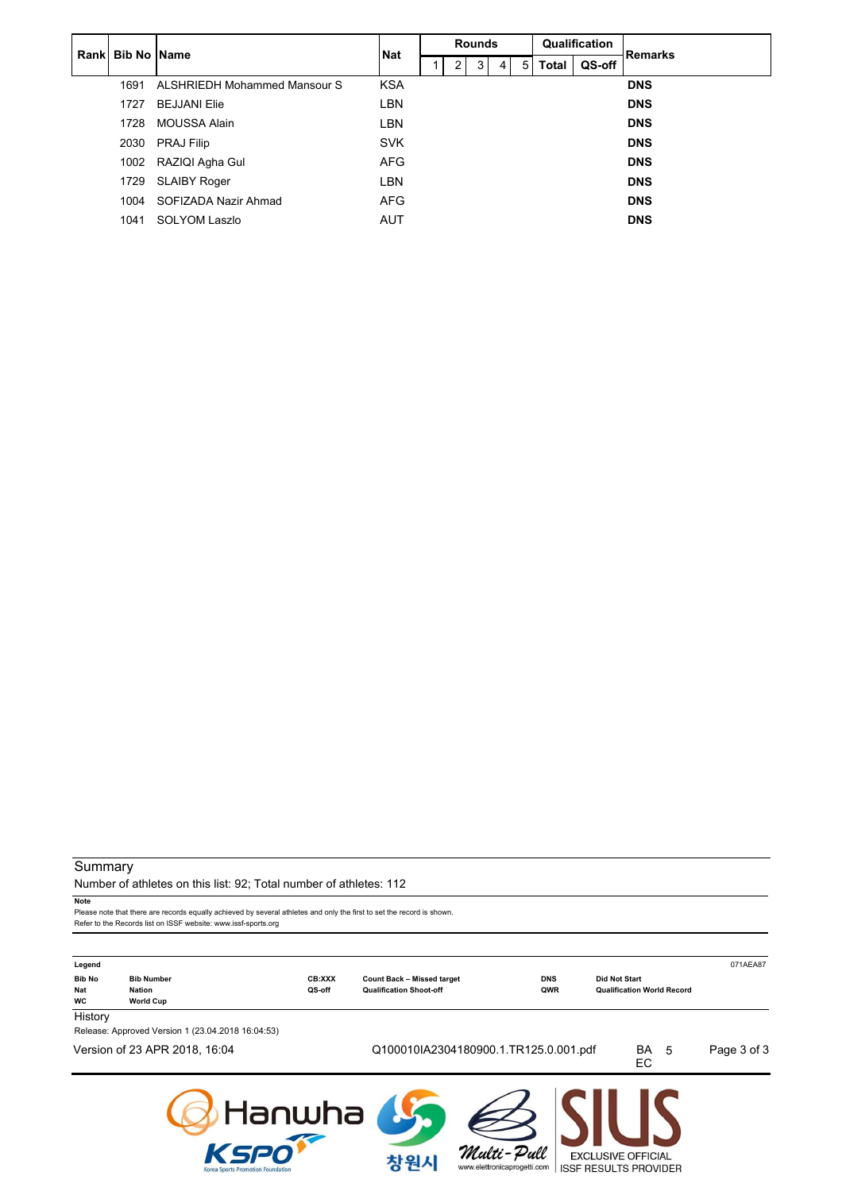| Rank | Bib No | Name | Nat | Rounds | | | | | Qualification | | Remarks |
|---|---|---|---|---|---|---|---|---|---|---|---|
| | | | | 1 | 2 | 3 | 4 | 5 | Total | QS-off | |
| | 1691 | ALSHRIEDH Mohammed Mansour S | KSA | | | | | | | | **DNS** |
| | 1727 | BEJJANI Elie | LBN | | | | | | | | **DNS** |
| | 1728 | MOUSSA Alain | LBN | | | | | | | | **DNS** |
| | 2030 | PRAJ Filip | SVK | | | | | | | | **DNS** |
| | 1002 | RAZIQI Agha Gul | AFG | | | | | | | | **DNS** |
| | 1729 | SLAIBY Roger | LBN | | | | | | | | **DNS** |
| | 1004 | SOFIZADA Nazir Ahmad | AFG | | | | | | | | **DNS** |
| | 1041 | SOLYOM Laszlo | AUT | | | | | | | | **DNS** |

## Summary

Number of athletes on this list: 92; Total number of athletes: 112

**Note**

Please note that there are records equally achieved by several athletes and only the first to set the record is shown.
Refer to the Records list on ISSF website: www.issf-sports.org

**Legend**

071AEA87

| | | | | | |
|---|---|---|---|---|---|
| **Bib No** | **Bib Number** | **CB:XXX** | **Count Back – Missed target** | **DNS** | **Did Not Start** |
| **Nat** | **Nation** | **QS-off** | **Qualification Shoot-off** | **QWR** | **Qualification World Record** |
| **WC** | **World Cup** | | | | |

History

Release: Approved Version 1 (23.04.2018 16:04:53)

Version of 23 APR 2018, 16:04 Q100010IA2304180900.1.TR125.0.001.pdf BA EC 5

Hanwha KSPO Korea Sports Promotion Foundation 창원시 Multi-Pull www.elettronicaprogetti.com SIUS EXCLUSIVE OFFICIAL ISSF RESULTS PROVIDER